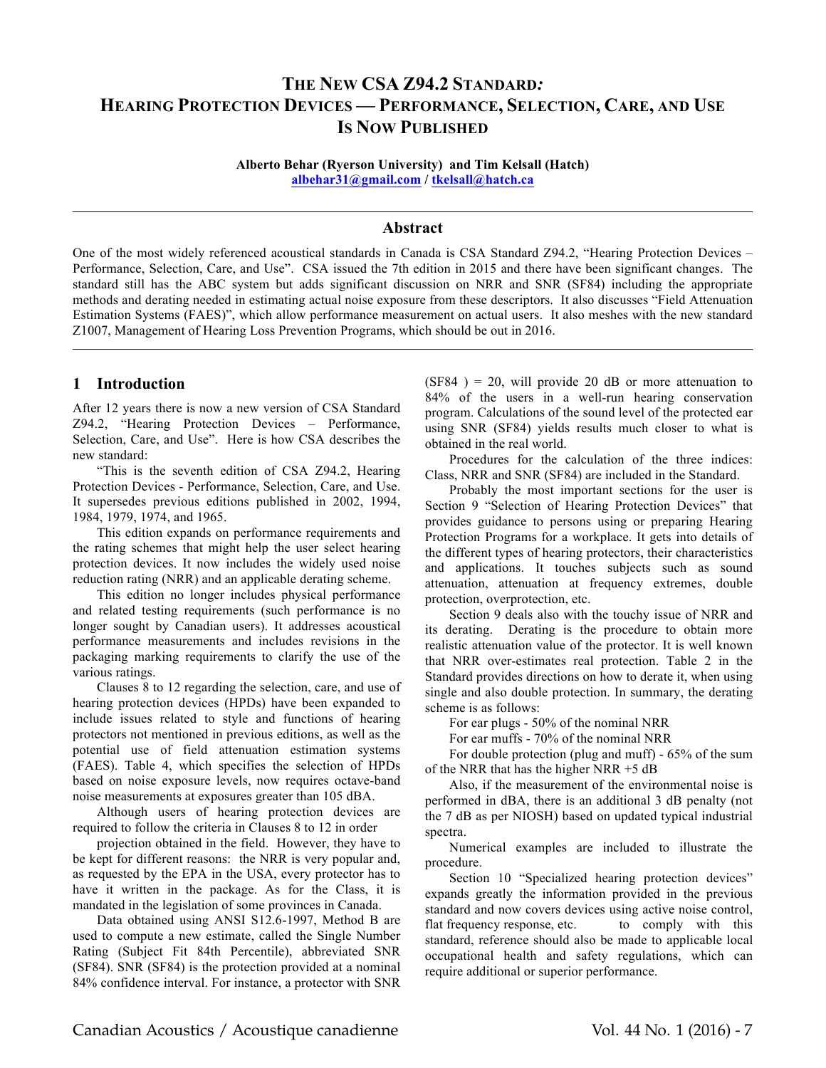# The New CSA Z94.2 Standard: Hearing Protection Devices — Performance, Selection, Care, and Use Is Now Published

**Alberto Behar (Ryerson University) and Tim Kelsall (Hatch)**
**albehar31@gmail.com / tkelsall@hatch.ca**

## Abstract

One of the most widely referenced acoustical standards in Canada is CSA Standard Z94.2, "Hearing Protection Devices – Performance, Selection, Care, and Use". CSA issued the 7th edition in 2015 and there have been significant changes. The standard still has the ABC system but adds significant discussion on NRR and SNR (SF84) including the appropriate methods and derating needed in estimating actual noise exposure from these descriptors. It also discusses "Field Attenuation Estimation Systems (FAES)", which allow performance measurement on actual users. It also meshes with the new standard Z1007, Management of Hearing Loss Prevention Programs, which should be out in 2016.

## 1 Introduction

After 12 years there is now a new version of CSA Standard Z94.2, "Hearing Protection Devices – Performance, Selection, Care, and Use". Here is how CSA describes the new standard:

"This is the seventh edition of CSA Z94.2, Hearing Protection Devices - Performance, Selection, Care, and Use. It supersedes previous editions published in 2002, 1994, 1984, 1979, 1974, and 1965.

This edition expands on performance requirements and the rating schemes that might help the user select hearing protection devices. It now includes the widely used noise reduction rating (NRR) and an applicable derating scheme.

This edition no longer includes physical performance and related testing requirements (such performance is no longer sought by Canadian users). It addresses acoustical performance measurements and includes revisions in the packaging marking requirements to clarify the use of the various ratings.

Clauses 8 to 12 regarding the selection, care, and use of hearing protection devices (HPDs) have been expanded to include issues related to style and functions of hearing protectors not mentioned in previous editions, as well as the potential use of field attenuation estimation systems (FAES). Table 4, which specifies the selection of HPDs based on noise exposure levels, now requires octave-band noise measurements at exposures greater than 105 dBA.

Although users of hearing protection devices are required to follow the criteria in Clauses 8 to 12 in order

projection obtained in the field. However, they have to be kept for different reasons: the NRR is very popular and, as requested by the EPA in the USA, every protector has to have it written in the package. As for the Class, it is mandated in the legislation of some provinces in Canada.

Data obtained using ANSI S12.6-1997, Method B are used to compute a new estimate, called the Single Number Rating (Subject Fit 84th Percentile), abbreviated SNR (SF84). SNR (SF84) is the protection provided at a nominal 84% confidence interval. For instance, a protector with SNR (SF84 ) = 20, will provide 20 dB or more attenuation to 84% of the users in a well-run hearing conservation program. Calculations of the sound level of the protected ear using SNR (SF84) yields results much closer to what is obtained in the real world.

Procedures for the calculation of the three indices: Class, NRR and SNR (SF84) are included in the Standard.

Probably the most important sections for the user is Section 9 "Selection of Hearing Protection Devices" that provides guidance to persons using or preparing Hearing Protection Programs for a workplace. It gets into details of the different types of hearing protectors, their characteristics and applications. It touches subjects such as sound attenuation, attenuation at frequency extremes, double protection, overprotection, etc.

Section 9 deals also with the touchy issue of NRR and its derating. Derating is the procedure to obtain more realistic attenuation value of the protector. It is well known that NRR over-estimates real protection. Table 2 in the Standard provides directions on how to derate it, when using single and also double protection. In summary, the derating scheme is as follows:

For ear plugs - 50% of the nominal NRR

For ear muffs - 70% of the nominal NRR

For double protection (plug and muff) - 65% of the sum of the NRR that has the higher NRR +5 dB

Also, if the measurement of the environmental noise is performed in dBA, there is an additional 3 dB penalty (not the 7 dB as per NIOSH) based on updated typical industrial spectra.

Numerical examples are included to illustrate the procedure.

Section 10 "Specialized hearing protection devices" expands greatly the information provided in the previous standard and now covers devices using active noise control, flat frequency response, etc. to comply with this standard, reference should also be made to applicable local occupational health and safety regulations, which can require additional or superior performance.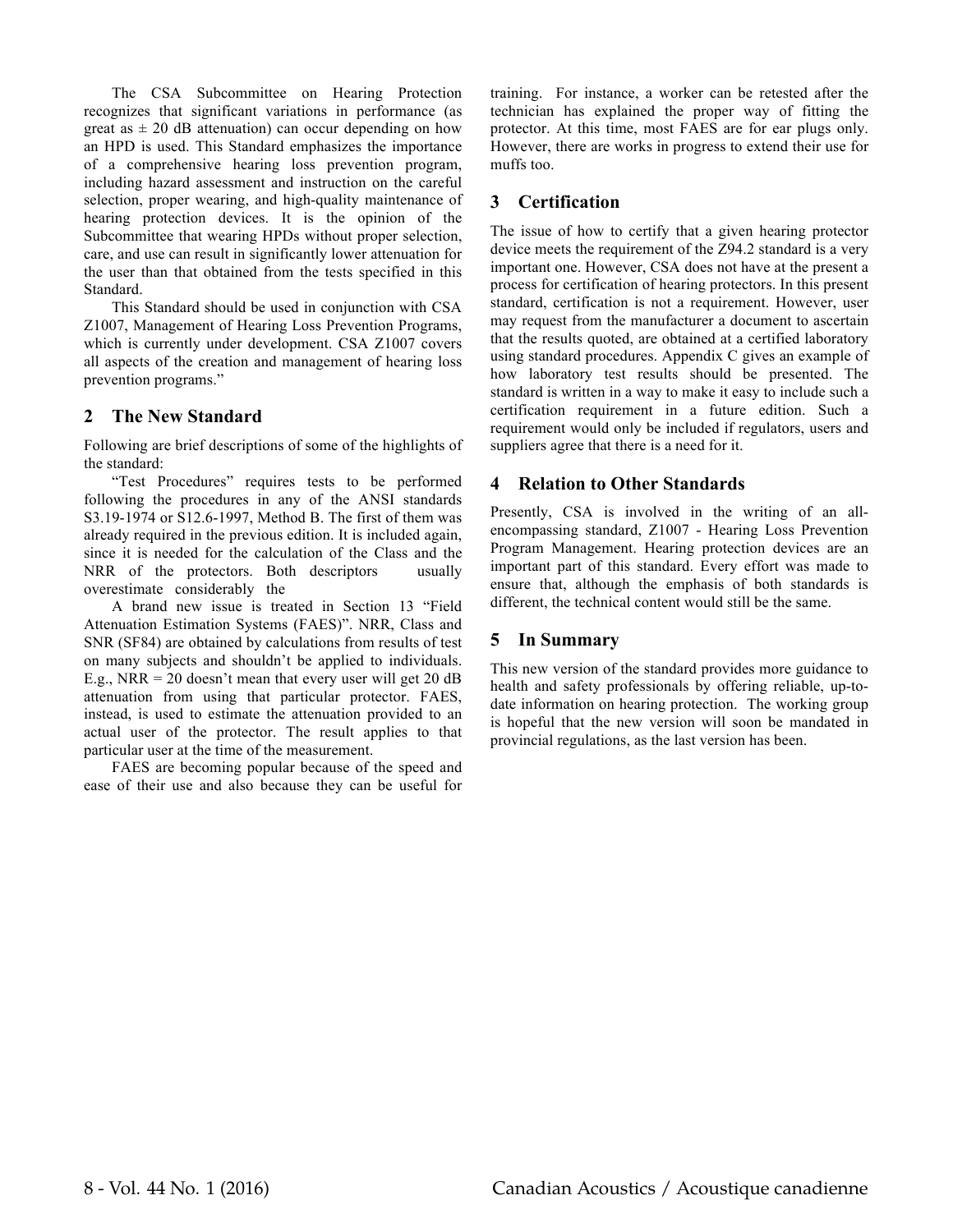The CSA Subcommittee on Hearing Protection recognizes that significant variations in performance (as great as ± 20 dB attenuation) can occur depending on how an HPD is used. This Standard emphasizes the importance of a comprehensive hearing loss prevention program, including hazard assessment and instruction on the careful selection, proper wearing, and high-quality maintenance of hearing protection devices. It is the opinion of the Subcommittee that wearing HPDs without proper selection, care, and use can result in significantly lower attenuation for the user than that obtained from the tests specified in this Standard.

This Standard should be used in conjunction with CSA Z1007, Management of Hearing Loss Prevention Programs, which is currently under development. CSA Z1007 covers all aspects of the creation and management of hearing loss prevention programs."

## 2 The New Standard

Following are brief descriptions of some of the highlights of the standard:

"Test Procedures" requires tests to be performed following the procedures in any of the ANSI standards S3.19-1974 or S12.6-1997, Method B. The first of them was already required in the previous edition. It is included again, since it is needed for the calculation of the Class and the NRR of the protectors. Both descriptors usually overestimate considerably the

A brand new issue is treated in Section 13 "Field Attenuation Estimation Systems (FAES)". NRR, Class and SNR (SF84) are obtained by calculations from results of test on many subjects and shouldn't be applied to individuals. E.g., NRR = 20 doesn't mean that every user will get 20 dB attenuation from using that particular protector. FAES, instead, is used to estimate the attenuation provided to an actual user of the protector. The result applies to that particular user at the time of the measurement.

FAES are becoming popular because of the speed and ease of their use and also because they can be useful for training. For instance, a worker can be retested after the technician has explained the proper way of fitting the protector. At this time, most FAES are for ear plugs only. However, there are works in progress to extend their use for muffs too.

## 3 Certification

The issue of how to certify that a given hearing protector device meets the requirement of the Z94.2 standard is a very important one. However, CSA does not have at the present a process for certification of hearing protectors. In this present standard, certification is not a requirement. However, user may request from the manufacturer a document to ascertain that the results quoted, are obtained at a certified laboratory using standard procedures. Appendix C gives an example of how laboratory test results should be presented. The standard is written in a way to make it easy to include such a certification requirement in a future edition. Such a requirement would only be included if regulators, users and suppliers agree that there is a need for it.

## 4 Relation to Other Standards

Presently, CSA is involved in the writing of an all-encompassing standard, Z1007 - Hearing Loss Prevention Program Management. Hearing protection devices are an important part of this standard. Every effort was made to ensure that, although the emphasis of both standards is different, the technical content would still be the same.

## 5 In Summary

This new version of the standard provides more guidance to health and safety professionals by offering reliable, up-to-date information on hearing protection. The working group is hopeful that the new version will soon be mandated in provincial regulations, as the last version has been.